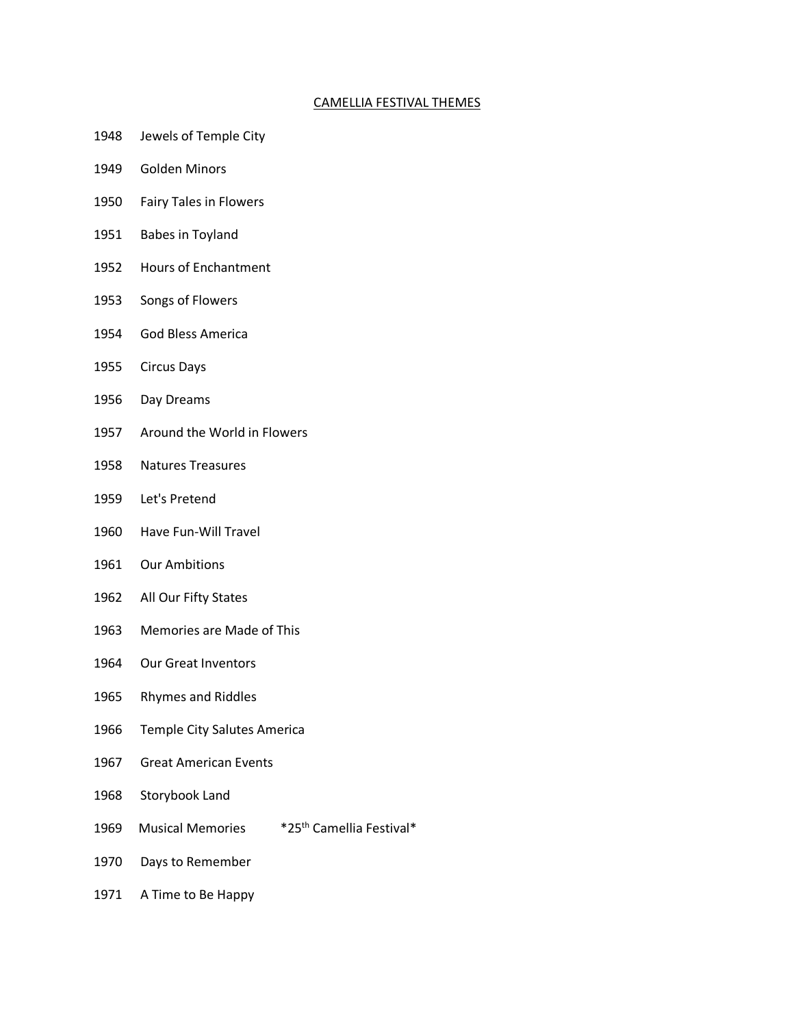# CAMELLIA FESTIVAL THEMES

1948 Jewels of Temple City

1949 Golden Minors

1950 Fairy Tales in Flowers

1951 Babes in Toyland

1952 Hours of Enchantment

1953 Songs of Flowers

1954 God Bless America

1955 Circus Days

1956 Day Dreams

1957 Around the World in Flowers

1958 Natures Treasures

1959 Let's Pretend

1960 Have Fun-Will Travel

1961 Our Ambitions

1962 All Our Fifty States

1963 Memories are Made of This

1964 Our Great Inventors

1965 Rhymes and Riddles

1966 Temple City Salutes America

1967 Great American Events

1968 Storybook Land

1969 Musical Memories *25th Camellia Festival*

1970 Days to Remember

1971 A Time to Be Happy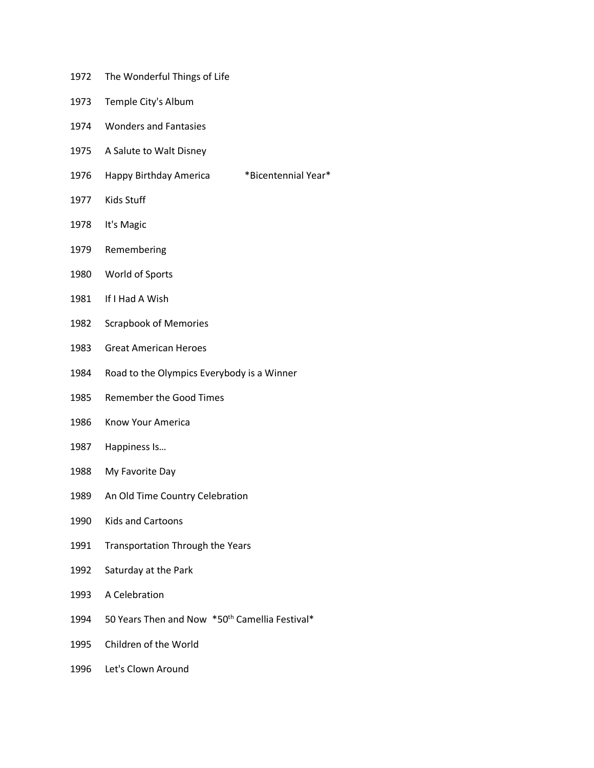1972 The Wonderful Things of Life

1973 Temple City's Album

1974 Wonders and Fantasies

1975 A Salute to Walt Disney

1976 Happy Birthday America *Bicentennial Year*

1977 Kids Stuff

1978 It's Magic

1979 Remembering

1980 World of Sports

1981 If I Had A Wish

1982 Scrapbook of Memories

1983 Great American Heroes

1984 Road to the Olympics Everybody is a Winner

1985 Remember the Good Times

1986 Know Your America

1987 Happiness Is…

1988 My Favorite Day

1989 An Old Time Country Celebration

1990 Kids and Cartoons

1991 Transportation Through the Years

1992 Saturday at the Park

1993 A Celebration

1994 50 Years Then and Now *50th Camellia Festival*

1995 Children of the World

1996 Let's Clown Around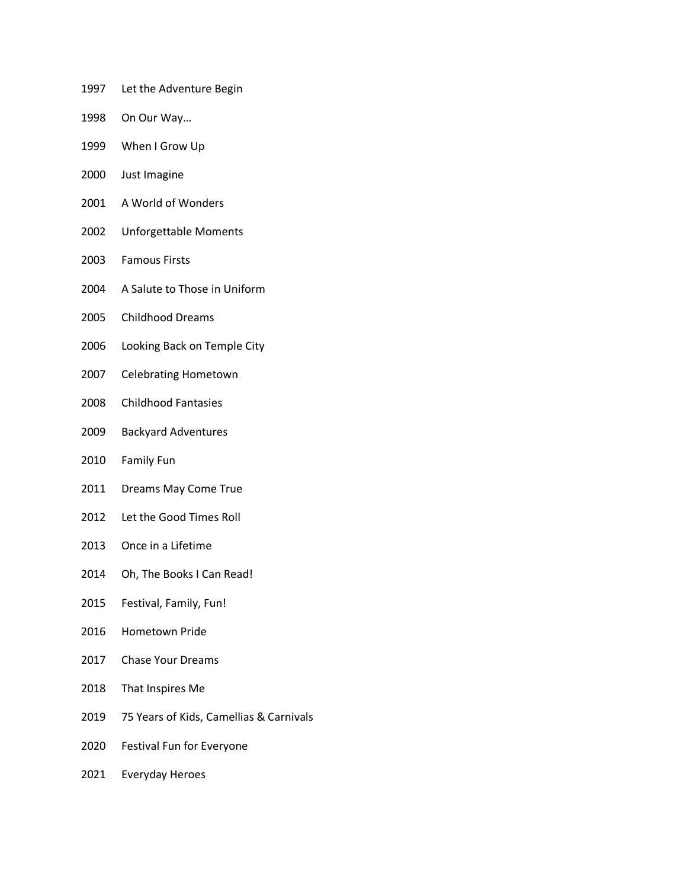1997 Let the Adventure Begin

1998 On Our Way…

1999 When I Grow Up

2000 Just Imagine

2001 A World of Wonders

2002 Unforgettable Moments

2003 Famous Firsts

2004 A Salute to Those in Uniform

2005 Childhood Dreams

2006 Looking Back on Temple City

2007 Celebrating Hometown

2008 Childhood Fantasies

2009 Backyard Adventures

2010 Family Fun

2011 Dreams May Come True

2012 Let the Good Times Roll

2013 Once in a Lifetime

2014 Oh, The Books I Can Read!

2015 Festival, Family, Fun!

2016 Hometown Pride

2017 Chase Your Dreams

2018 That Inspires Me

2019 75 Years of Kids, Camellias & Carnivals

2020 Festival Fun for Everyone

2021 Everyday Heroes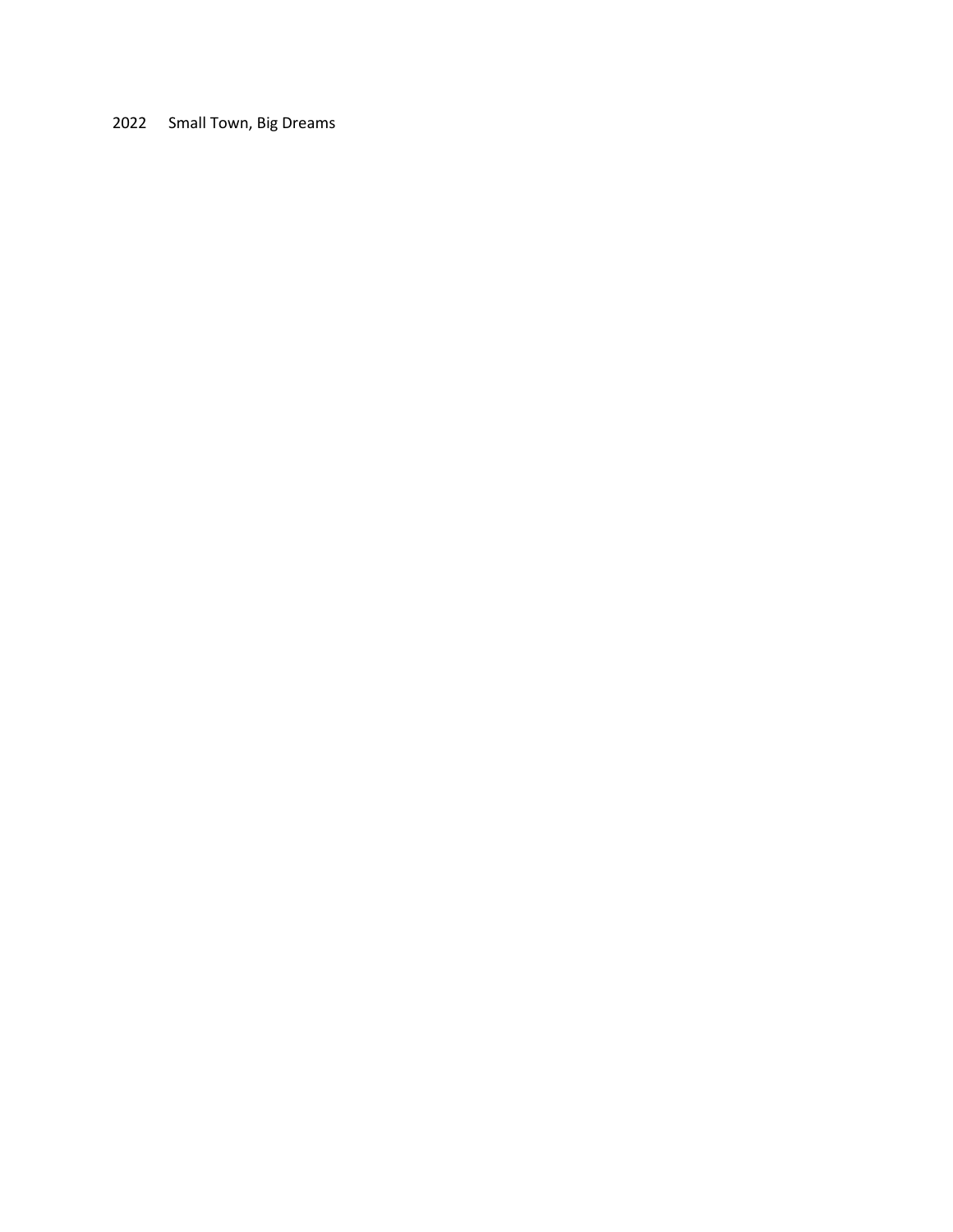2022 Small Town, Big Dreams